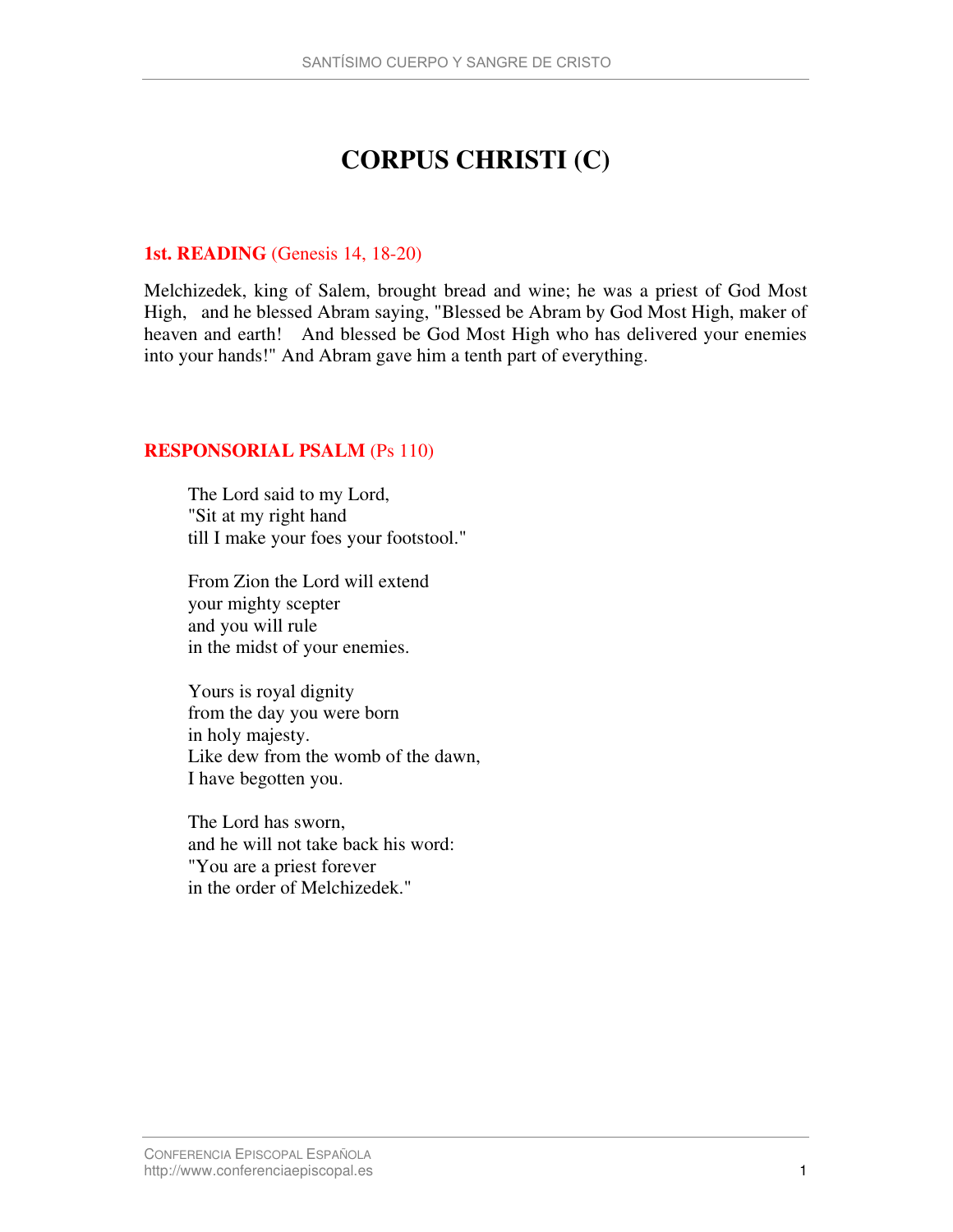# CORPUS CHRISTI (C)

**1st. READING** (Genesis 14, 18-20)

Melchizedek, king of Salem, brought bread and wine; he was a priest of God Most High, and he blessed Abram saying, "Blessed be Abram by God Most High, maker of heaven and earth! And blessed be God Most High who has delivered your enemies into your hands!" And Abram gave him a tenth part of everything.

**RESPONSORIAL PSALM** (Ps 110)

The Lord said to my Lord,
"Sit at my right hand
till I make your foes your footstool."

From Zion the Lord will extend
your mighty scepter
and you will rule
in the midst of your enemies.

Yours is royal dignity
from the day you were born
in holy majesty.
Like dew from the womb of the dawn,
I have begotten you.

The Lord has sworn,
and he will not take back his word:
"You are a priest forever
in the order of Melchizedek."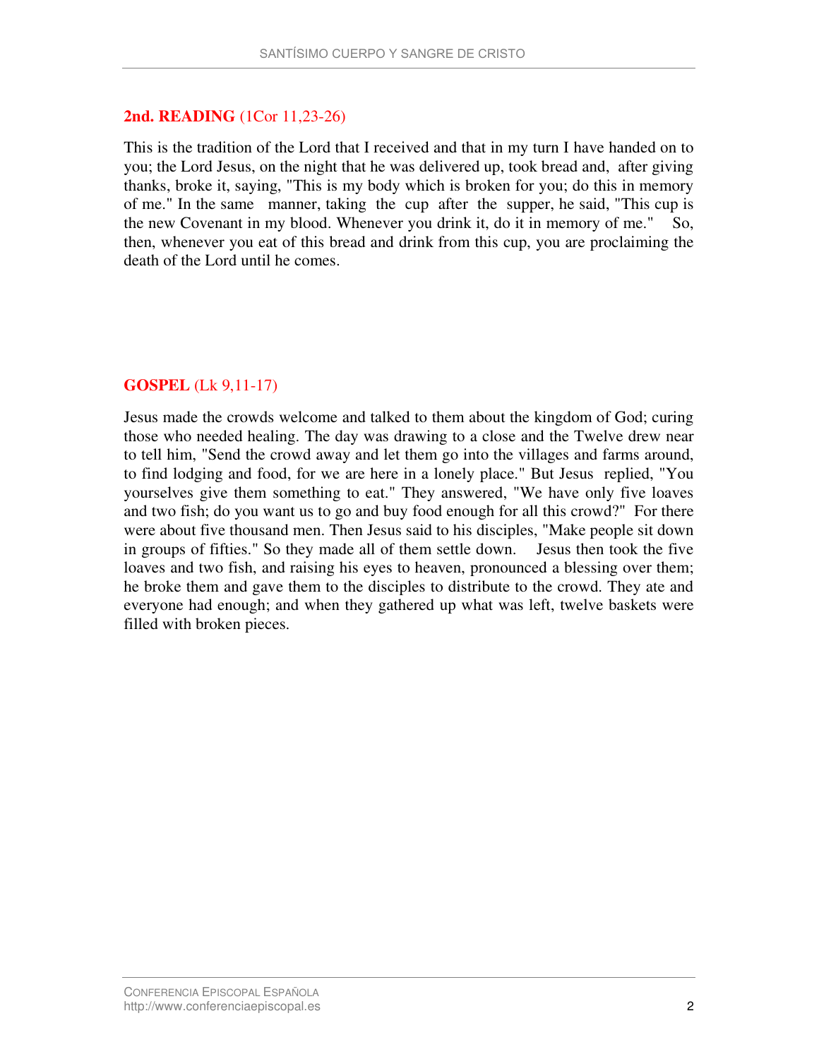## **2nd. READING** (1Cor 11,23-26)

This is the tradition of the Lord that I received and that in my turn I have handed on to you; the Lord Jesus, on the night that he was delivered up, took bread and, after giving thanks, broke it, saying, "This is my body which is broken for you; do this in memory of me." In the same manner, taking the cup after the supper, he said, "This cup is the new Covenant in my blood. Whenever you drink it, do it in memory of me." So, then, whenever you eat of this bread and drink from this cup, you are proclaiming the death of the Lord until he comes.

## **GOSPEL** (Lk 9,11-17)

Jesus made the crowds welcome and talked to them about the kingdom of God; curing those who needed healing. The day was drawing to a close and the Twelve drew near to tell him, "Send the crowd away and let them go into the villages and farms around, to find lodging and food, for we are here in a lonely place." But Jesus replied, "You yourselves give them something to eat." They answered, "We have only five loaves and two fish; do you want us to go and buy food enough for all this crowd?" For there were about five thousand men. Then Jesus said to his disciples, "Make people sit down in groups of fifties." So they made all of them settle down. Jesus then took the five loaves and two fish, and raising his eyes to heaven, pronounced a blessing over them; he broke them and gave them to the disciples to distribute to the crowd. They ate and everyone had enough; and when they gathered up what was left, twelve baskets were filled with broken pieces.